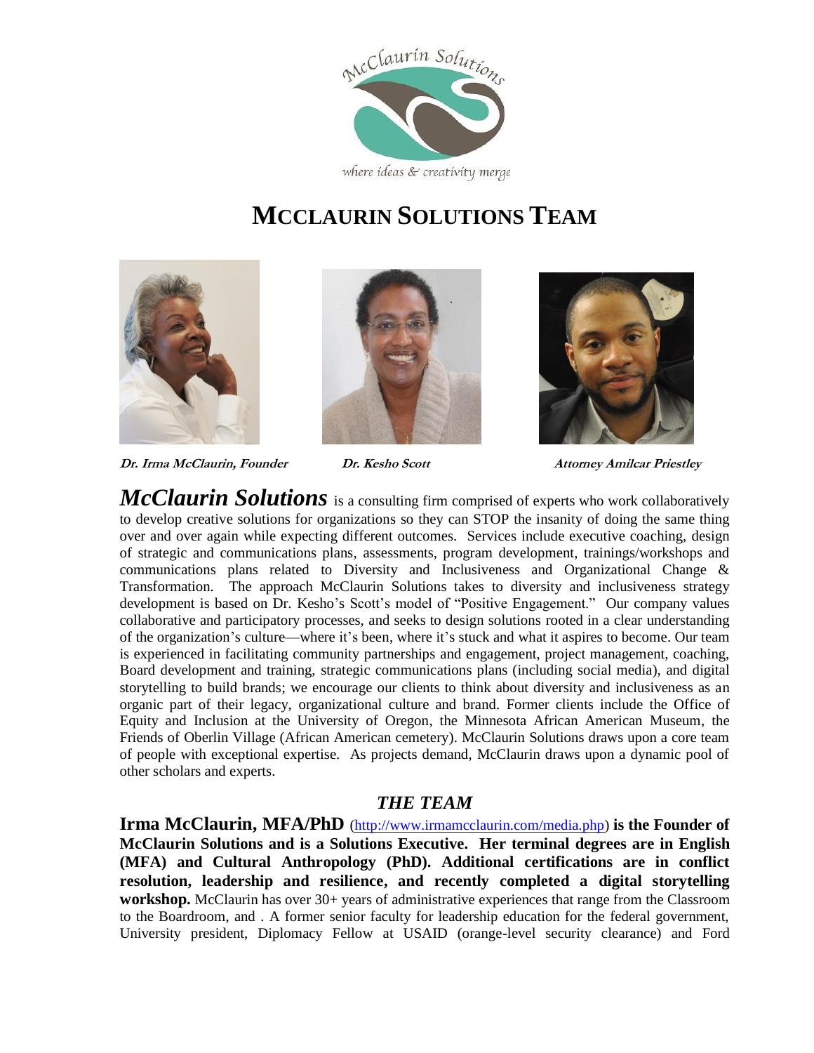McClaurin Solutions

where ideas & creativity merge

# McClaurin Solutions Team

***Dr. Irma McClaurin, Founder*** ***Dr. Kesho Scott*** ***Attorney Amilcar Priestley***

***McClaurin Solutions*** is a consulting firm comprised of experts who work collaboratively to develop creative solutions for organizations so they can STOP the insanity of doing the same thing over and over again while expecting different outcomes. Services include executive coaching, design of strategic and communications plans, assessments, program development, trainings/workshops and communications plans related to Diversity and Inclusiveness and Organizational Change & Transformation. The approach McClaurin Solutions takes to diversity and inclusiveness strategy development is based on Dr. Kesho's Scott's model of "Positive Engagement." Our company values collaborative and participatory processes, and seeks to design solutions rooted in a clear understanding of the organization's culture—where it's been, where it's stuck and what it aspires to become. Our team is experienced in facilitating community partnerships and engagement, project management, coaching, Board development and training, strategic communications plans (including social media), and digital storytelling to build brands; we encourage our clients to think about diversity and inclusiveness as an organic part of their legacy, organizational culture and brand. Former clients include the Office of Equity and Inclusion at the University of Oregon, the Minnesota African American Museum, the Friends of Oberlin Village (African American cemetery). McClaurin Solutions draws upon a core team of people with exceptional expertise. As projects demand, McClaurin draws upon a dynamic pool of other scholars and experts.

## *THE TEAM*

**Irma McClaurin, MFA/PhD** (http://www.irmamcclaurin.com/media.php) **is the Founder of McClaurin Solutions and is a Solutions Executive. Her terminal degrees are in English (MFA) and Cultural Anthropology (PhD). Additional certifications are in conflict resolution, leadership and resilience, and recently completed a digital storytelling workshop.** McClaurin has over 30+ years of administrative experiences that range from the Classroom to the Boardroom, and . A former senior faculty for leadership education for the federal government, University president, Diplomacy Fellow at USAID (orange-level security clearance) and Ford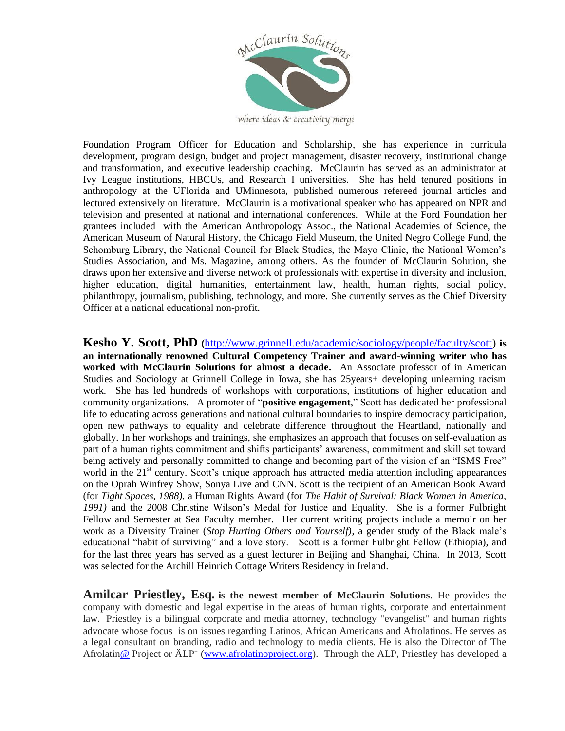Foundation Program Officer for Education and Scholarship, she has experience in curricula development, program design, budget and project management, disaster recovery, institutional change and transformation, and executive leadership coaching. McClaurin has served as an administrator at Ivy League institutions, HBCUs, and Research I universities. She has held tenured positions in anthropology at the UFlorida and UMinnesota, published numerous refereed journal articles and lectured extensively on literature. McClaurin is a motivational speaker who has appeared on NPR and television and presented at national and international conferences. While at the Ford Foundation her grantees included with the American Anthropology Assoc., the National Academies of Science, the American Museum of Natural History, the Chicago Field Museum, the United Negro College Fund, the Schomburg Library, the National Council for Black Studies, the Mayo Clinic, the National Women's Studies Association, and Ms. Magazine, among others. As the founder of McClaurin Solution, she draws upon her extensive and diverse network of professionals with expertise in diversity and inclusion, higher education, digital humanities, entertainment law, health, human rights, social policy, philanthropy, journalism, publishing, technology, and more. She currently serves as the Chief Diversity Officer at a national educational non-profit.

**Kesho Y. Scott, PhD** (http://www.grinnell.edu/academic/sociology/people/faculty/scott) **is an internationally renowned Cultural Competency Trainer and award-winning writer who has worked with McClaurin Solutions for almost a decade.** An Associate professor of in American Studies and Sociology at Grinnell College in Iowa, she has 25years+ developing unlearning racism work. She has led hundreds of workshops with corporations, institutions of higher education and community organizations. A promoter of "**positive engagement**," Scott has dedicated her professional life to educating across generations and national cultural boundaries to inspire democracy participation, open new pathways to equality and celebrate difference throughout the Heartland, nationally and globally. In her workshops and trainings, she emphasizes an approach that focuses on self-evaluation as part of a human rights commitment and shifts participants' awareness, commitment and skill set toward being actively and personally committed to change and becoming part of the vision of an "ISMS Free" world in the 21st century. Scott's unique approach has attracted media attention including appearances on the Oprah Winfrey Show, Sonya Live and CNN. Scott is the recipient of an American Book Award (for *Tight Spaces, 1988)*, a Human Rights Award (for *The Habit of Survival: Black Women in America, 1991)* and the 2008 Christine Wilson's Medal for Justice and Equality. She is a former Fulbright Fellow and Semester at Sea Faculty member. Her current writing projects include a memoir on her work as a Diversity Trainer (*Stop Hurting Others and Yourself)*, a gender study of the Black male's educational "habit of surviving" and a love story. Scott is a former Fulbright Fellow (Ethiopia), and for the last three years has served as a guest lecturer in Beijing and Shanghai, China. In 2013, Scott was selected for the Archill Heinrich Cottage Writers Residency in Ireland.

**Amilcar Priestley, Esq. is the newest member of McClaurin Solutions**. He provides the company with domestic and legal expertise in the areas of human rights, corporate and entertainment law. Priestley is a bilingual corporate and media attorney, technology "evangelist" and human rights advocate whose focus is on issues regarding Latinos, African Americans and Afrolatinos. He serves as a legal consultant on branding, radio and technology to media clients. He is also the Director of The Afrolatin@ Project or ÄLP¨ (www.afrolatinoproject.org). Through the ALP, Priestley has developed a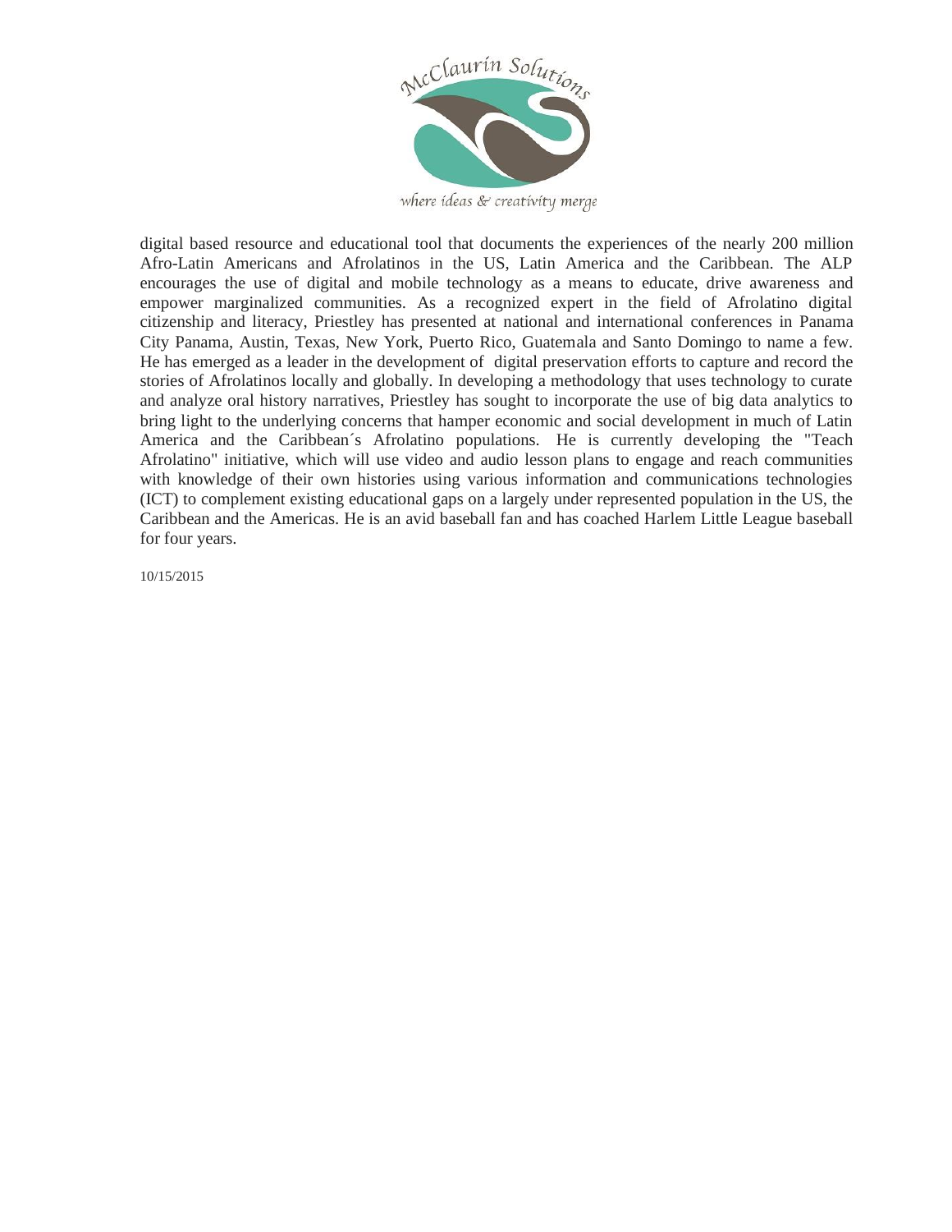digital based resource and educational tool that documents the experiences of the nearly 200 million Afro-Latin Americans and Afrolatinos in the US, Latin America and the Caribbean. The ALP encourages the use of digital and mobile technology as a means to educate, drive awareness and empower marginalized communities. As a recognized expert in the field of Afrolatino digital citizenship and literacy, Priestley has presented at national and international conferences in Panama City Panama, Austin, Texas, New York, Puerto Rico, Guatemala and Santo Domingo to name a few. He has emerged as a leader in the development of digital preservation efforts to capture and record the stories of Afrolatinos locally and globally. In developing a methodology that uses technology to curate and analyze oral history narratives, Priestley has sought to incorporate the use of big data analytics to bring light to the underlying concerns that hamper economic and social development in much of Latin America and the Caribbean´s Afrolatino populations. He is currently developing the "Teach Afrolatino" initiative, which will use video and audio lesson plans to engage and reach communities with knowledge of their own histories using various information and communications technologies (ICT) to complement existing educational gaps on a largely under represented population in the US, the Caribbean and the Americas. He is an avid baseball fan and has coached Harlem Little League baseball for four years.

10/15/2015